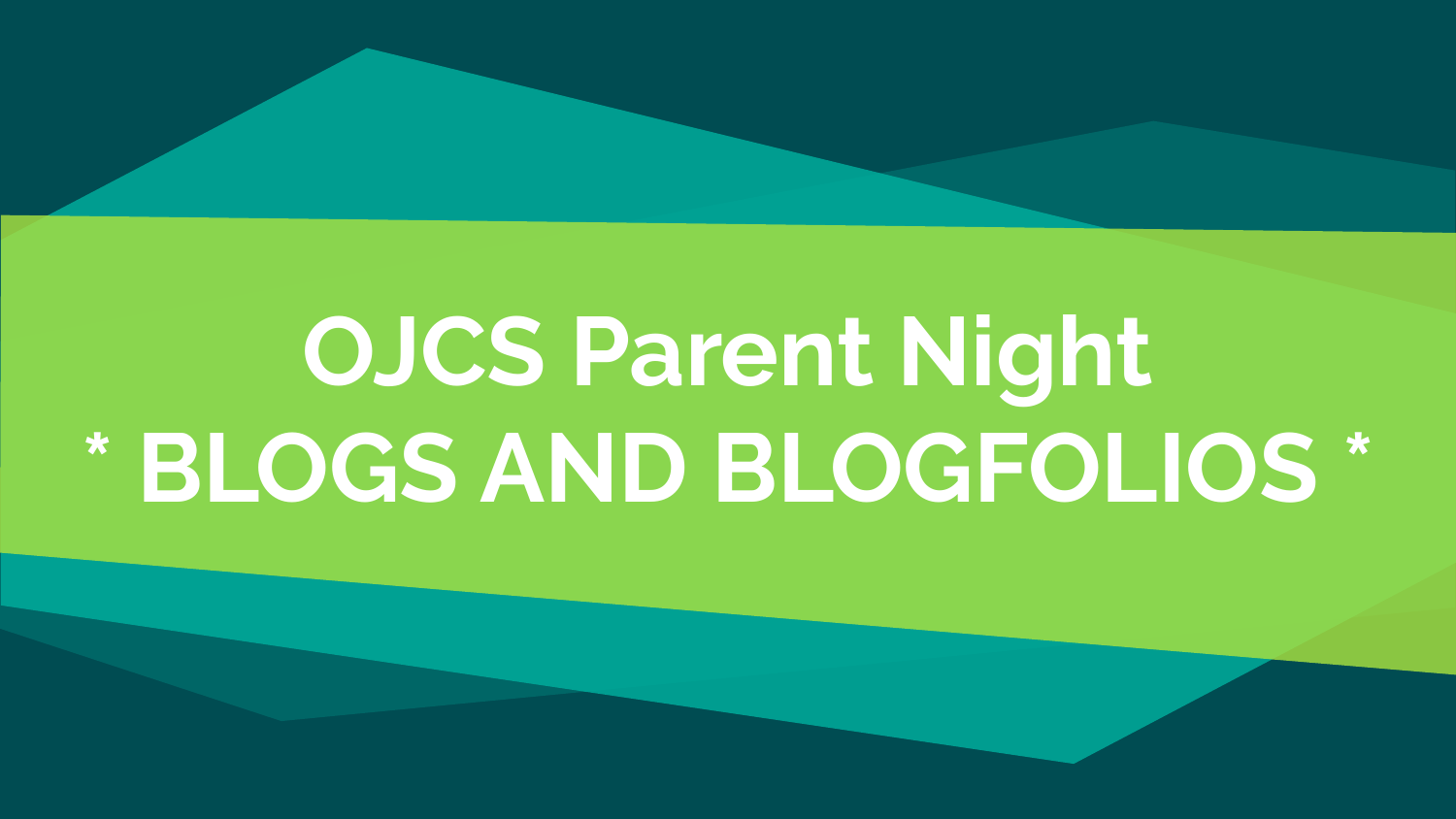# OJCS Parent Night

## * BLOGS AND BLOGFOLIOS *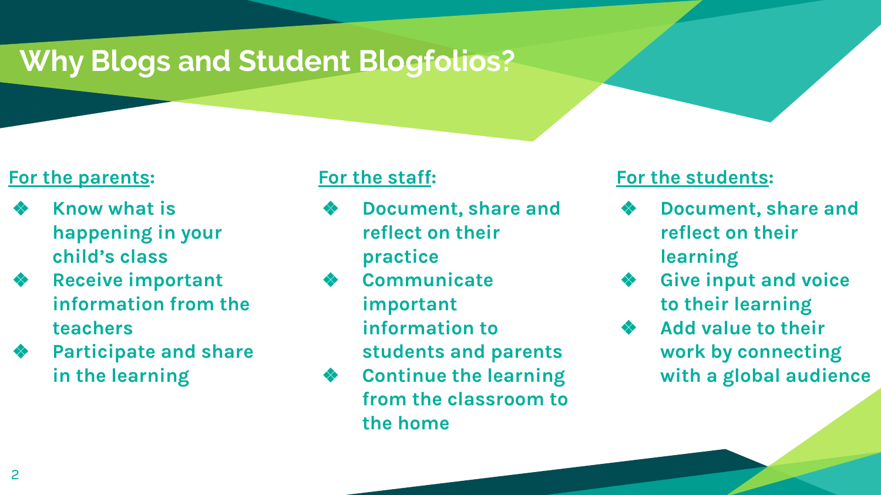# Why Blogs and Student Blogfolios?

**For the parents:**

- Know what is happening in your child's class
- Receive important information from the teachers
- Participate and share in the learning

**For the staff:**

- Document, share and reflect on their practice
- Communicate important information to students and parents
- Continue the learning from the classroom to the home

**For the students:**

- Document, share and reflect on their learning
- Give input and voice to their learning
- Add value to their work by connecting with a global audience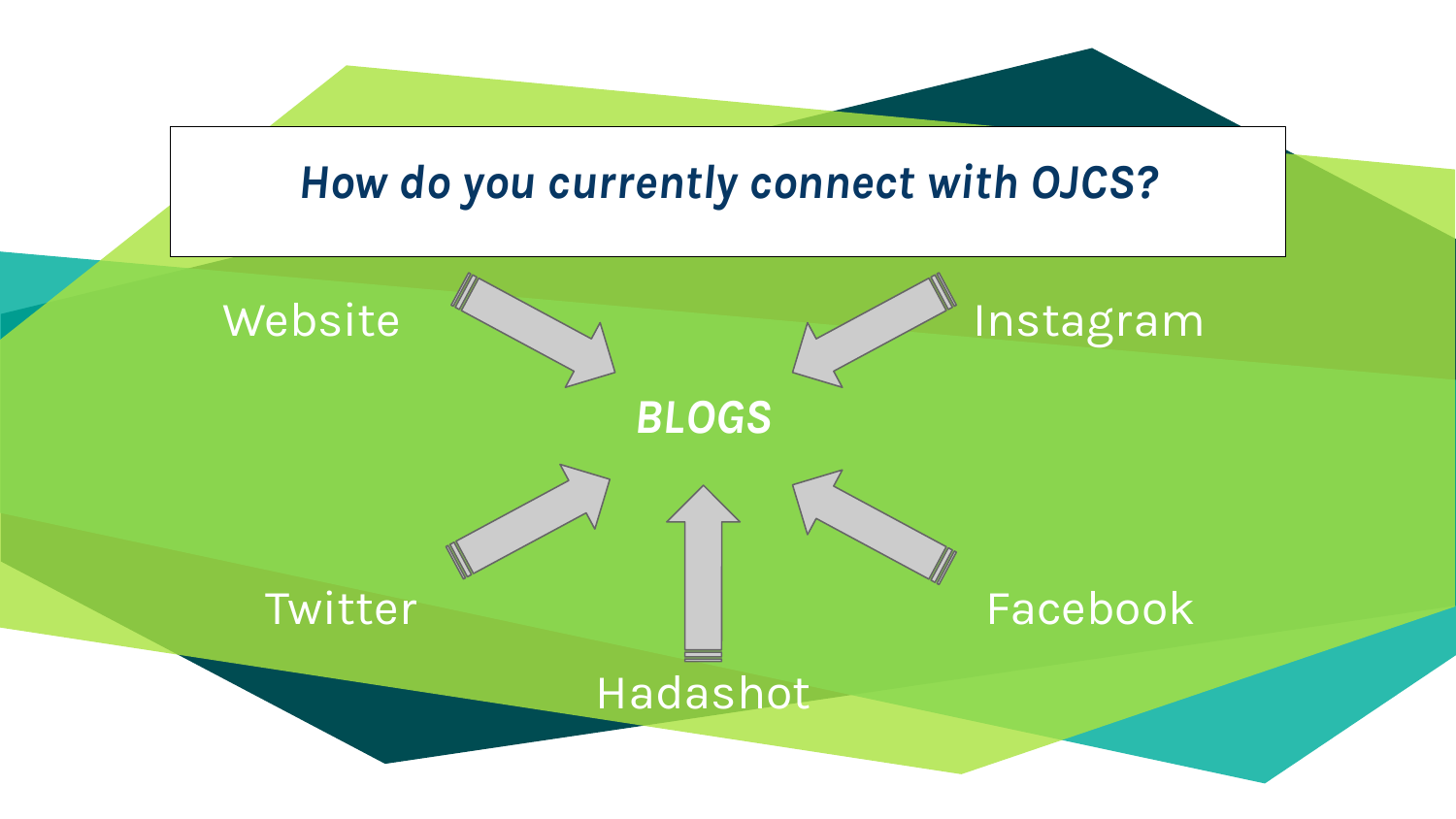## *How do you currently connect with OJCS?*

Website

Instagram

***BLOGS***

Twitter

Facebook

Hadashot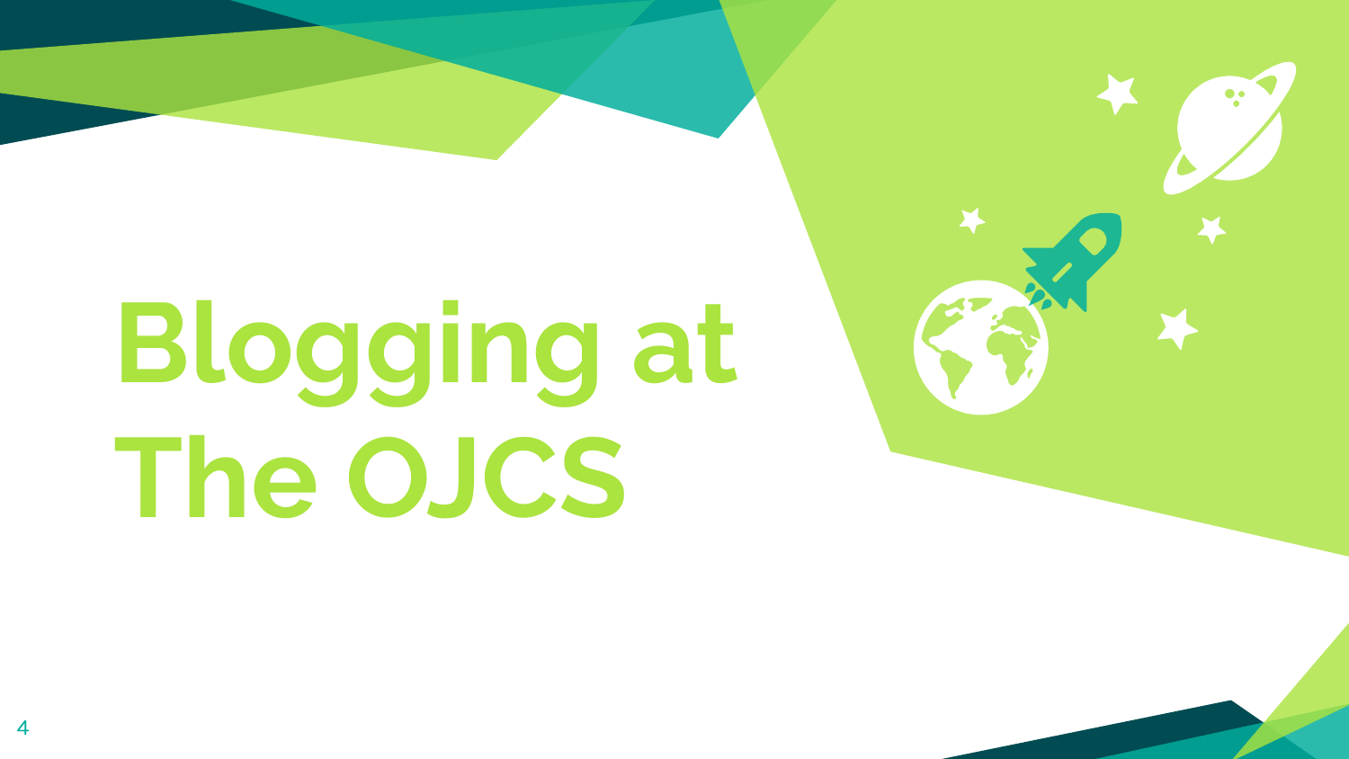# Blogging at The OJCS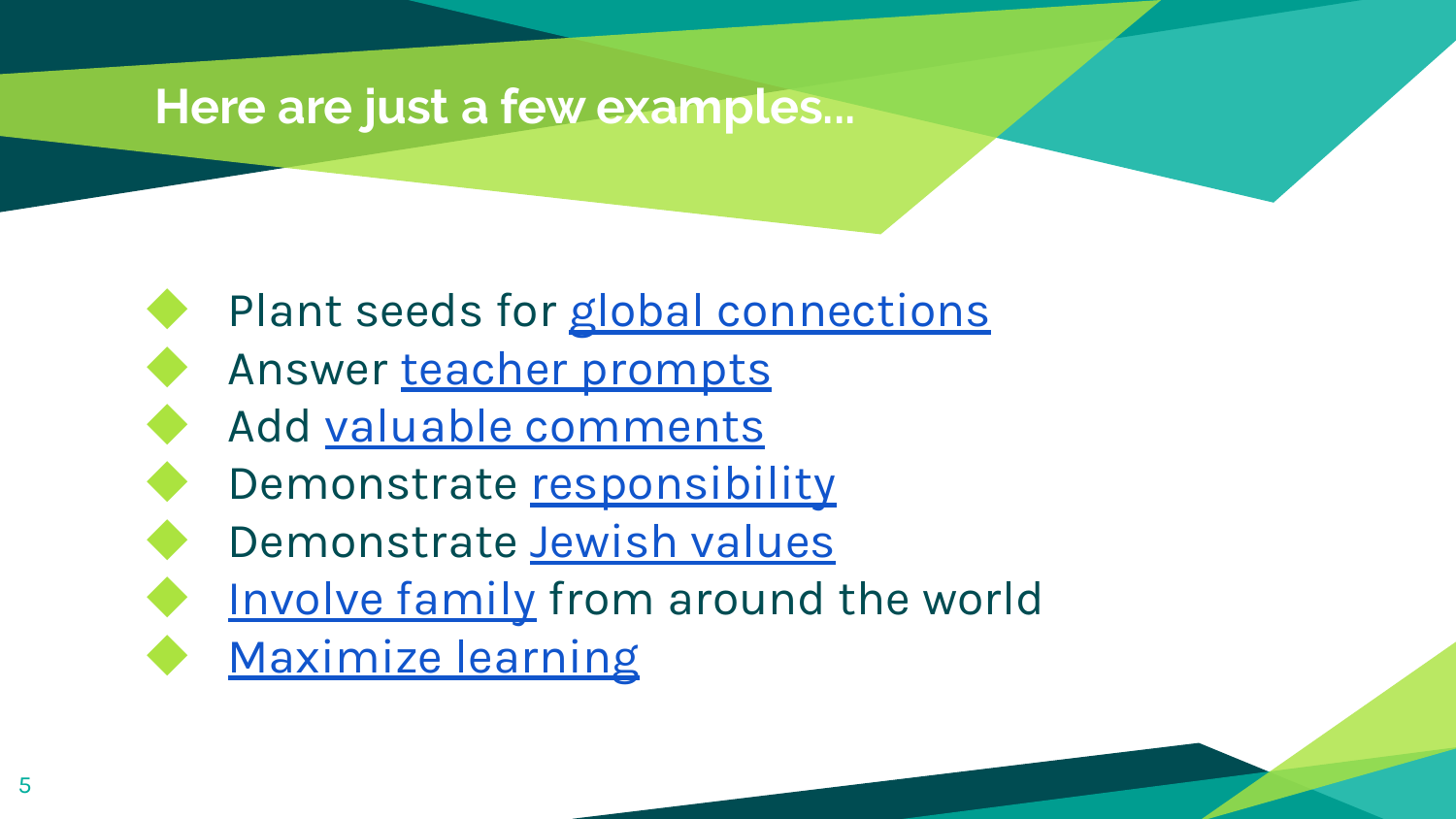# Here are just a few examples...

- Plant seeds for global connections
- Answer teacher prompts
- Add valuable comments
- Demonstrate responsibility
- Demonstrate Jewish values
- Involve family from around the world
- Maximize learning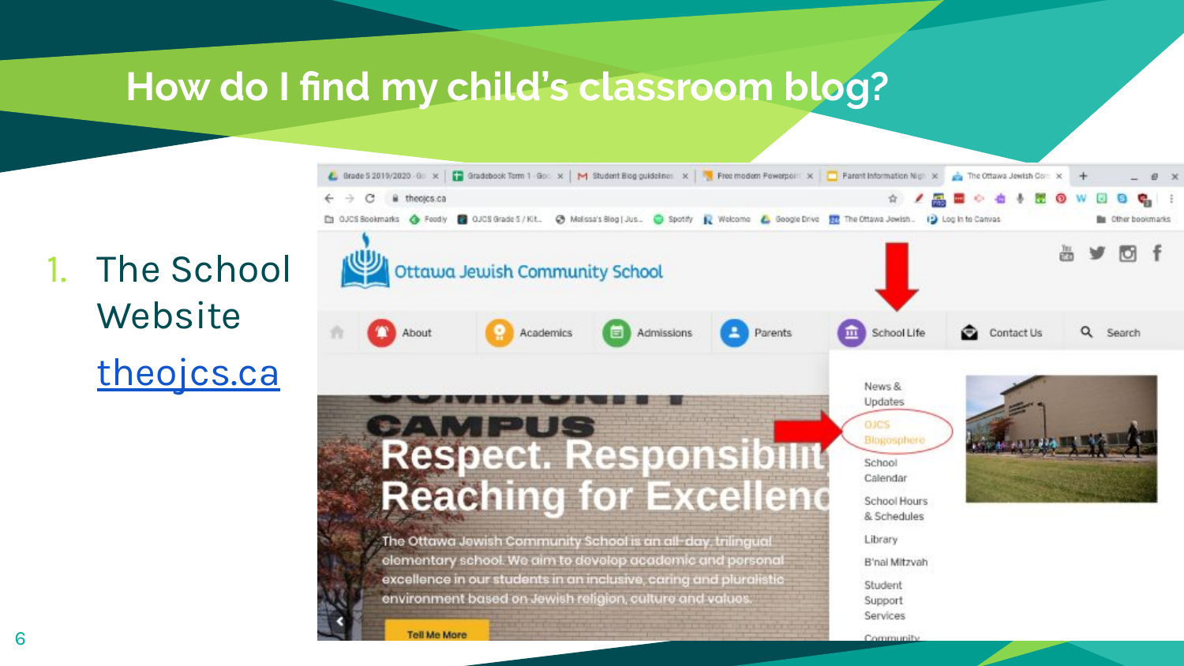# How do I find my child's classroom blog?

1. The School Website

   [theojcs.ca](theojcs.ca)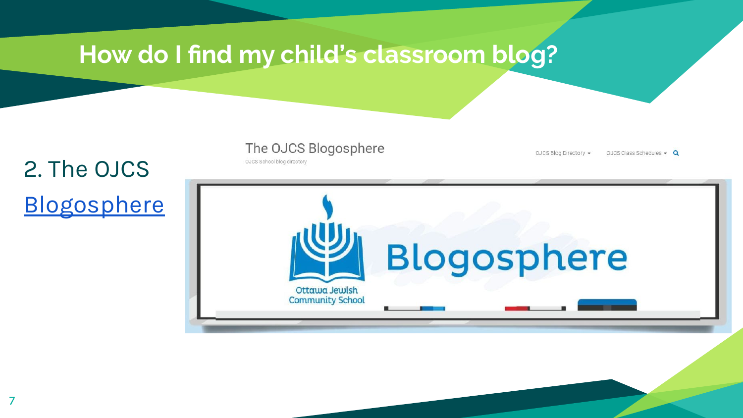# How do I find my child's classroom blog?

2. The OJCS Blogosphere

The OJCS Blogosphere

OJCS School blog directory

OJCS Blog Directory ▾ OJCS Class Schedules ▾

Ottawa Jewish Community School

Blogosphere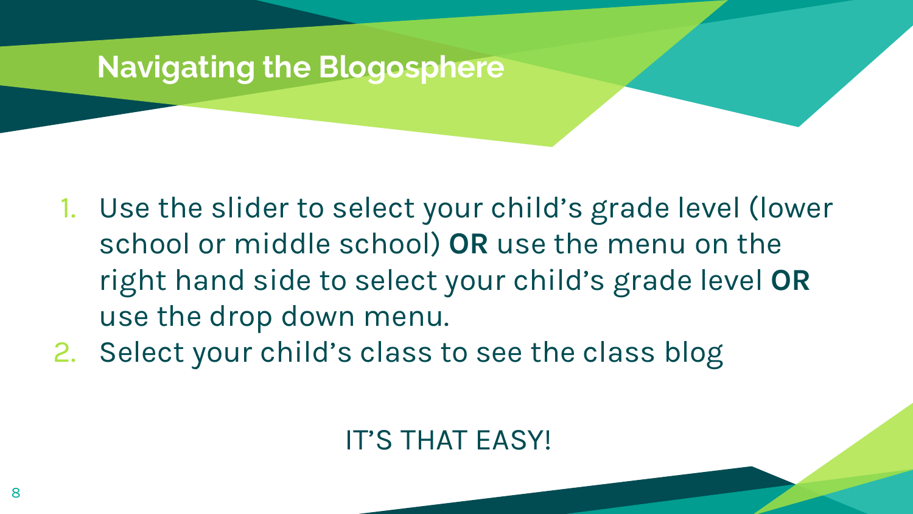# Navigating the Blogosphere

1. Use the slider to select your child's grade level (lower school or middle school) **OR** use the menu on the right hand side to select your child's grade level **OR** use the drop down menu.
2. Select your child's class to see the class blog

IT'S THAT EASY!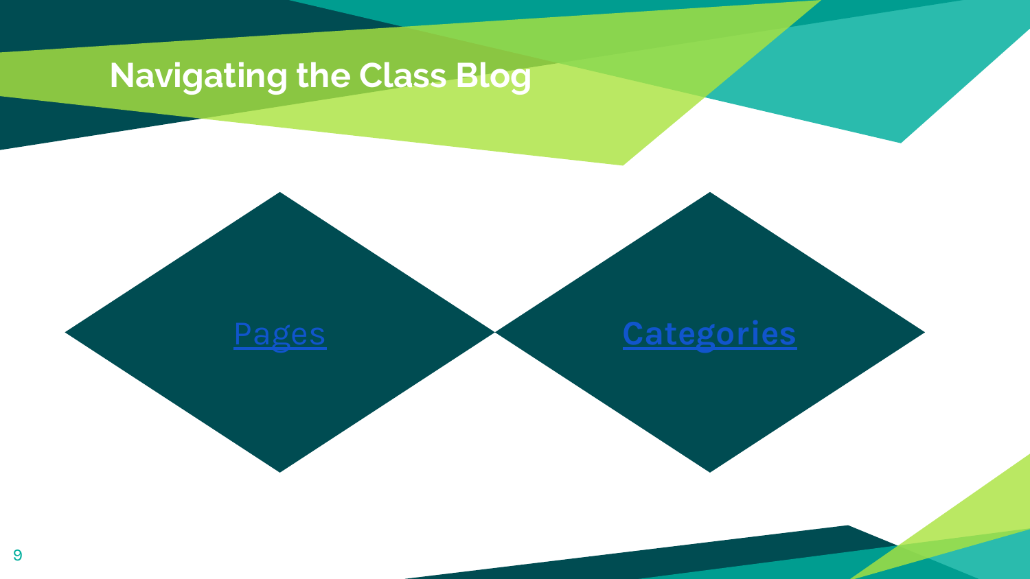# Navigating the Class Blog

Pages

Categories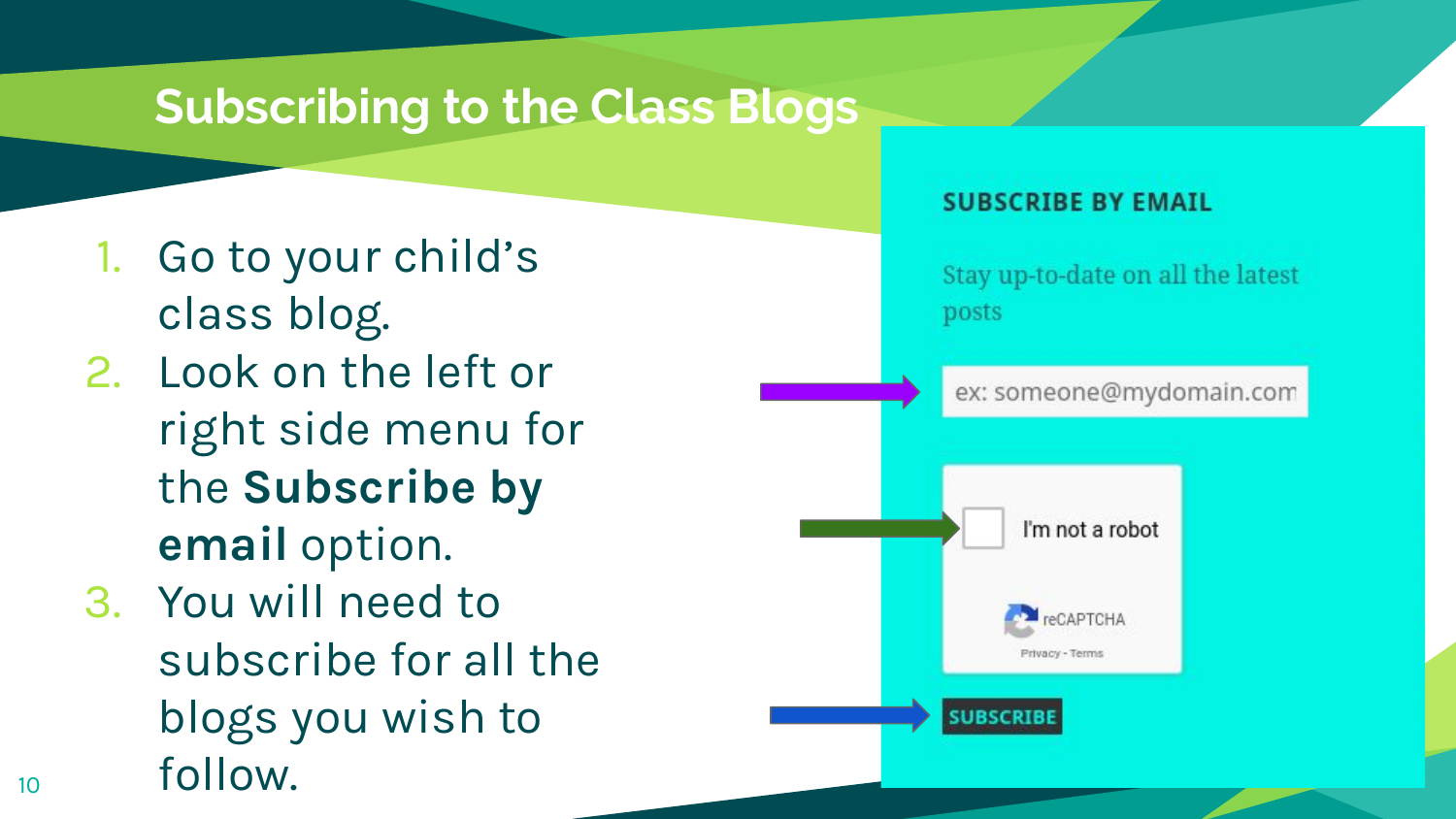# Subscribing to the Class Blogs

1. Go to your child's class blog.
2. Look on the left or right side menu for the **Subscribe by email** option.
3. You will need to subscribe for all the blogs you wish to follow.

**SUBSCRIBE BY EMAIL**

Stay up-to-date on all the latest posts

ex: someone@mydomain.com

I'm not a robot

reCAPTCHA

Privacy - Terms

SUBSCRIBE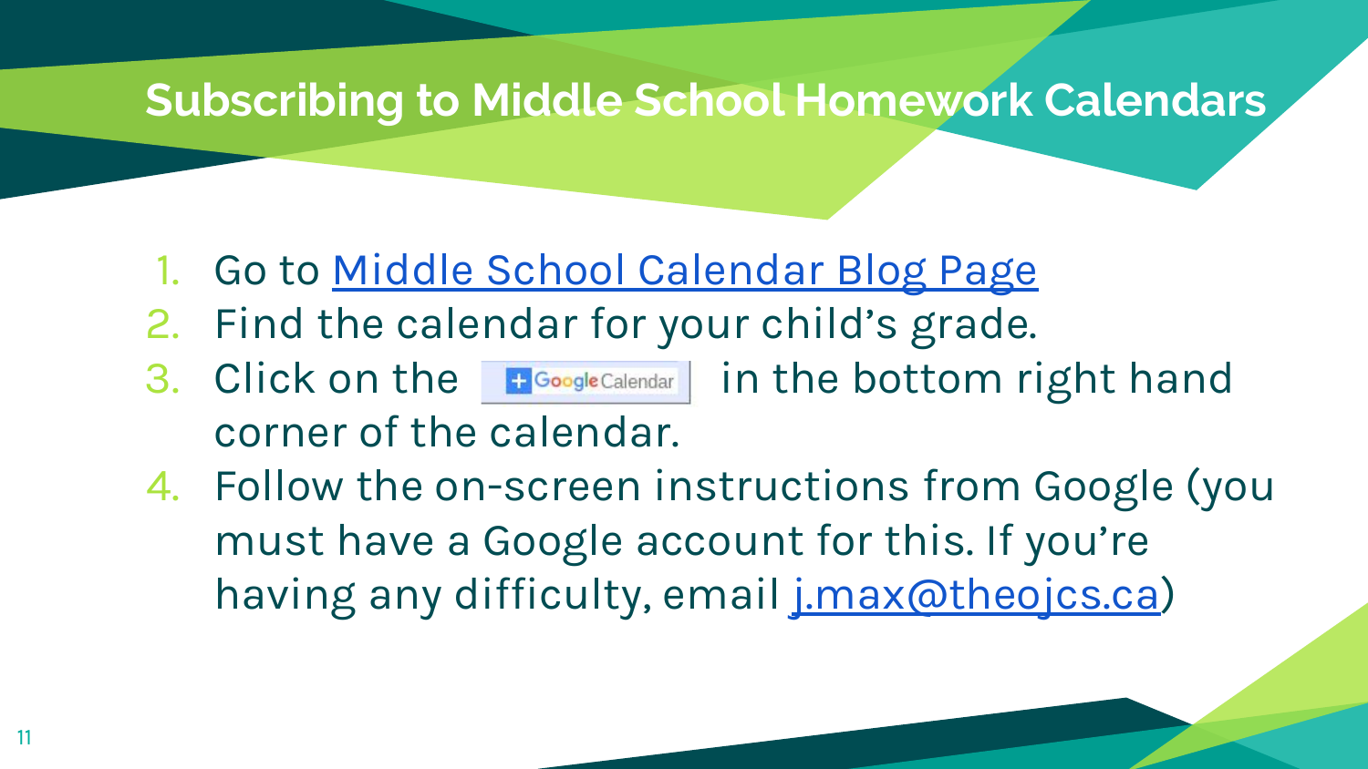# Subscribing to Middle School Homework Calendars

1. Go to Middle School Calendar Blog Page
2. Find the calendar for your child's grade.
3. Click on the + Google Calendar in the bottom right hand corner of the calendar.
4. Follow the on-screen instructions from Google (you must have a Google account for this. If you're having any difficulty, email j.max@theojcs.ca)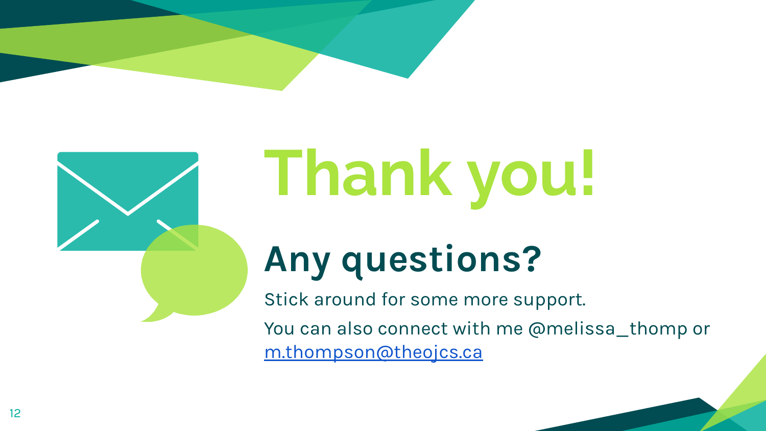# Thank you!

## Any questions?

Stick around for some more support.

You can also connect with me @melissa_thomp or [m.thompson@theojcs.ca](mailto:m.thompson@theojcs.ca)